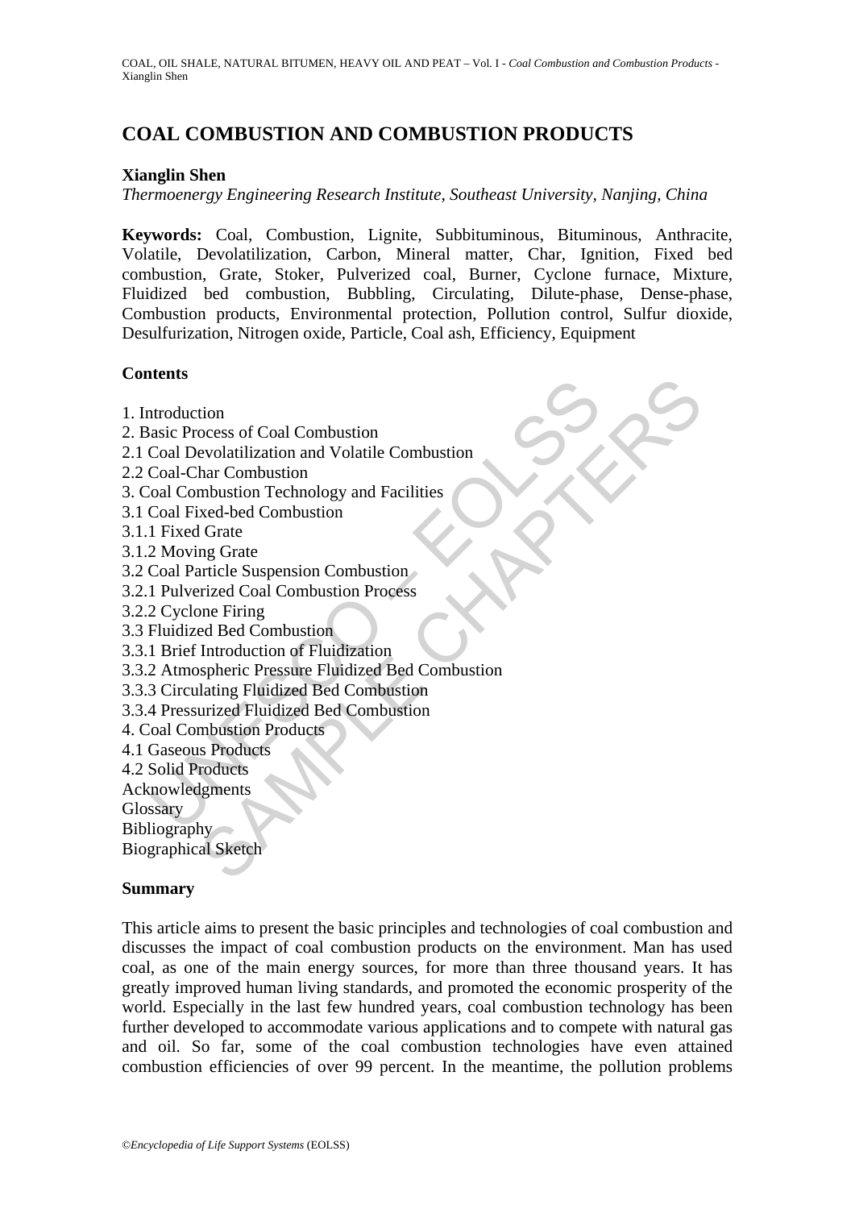# COAL COMBUSTION AND COMBUSTION PRODUCTS

**Xianglin Shen**

*Thermoenergy Engineering Research Institute, Southeast University, Nanjing, China*

**Keywords:** Coal, Combustion, Lignite, Subbituminous, Bituminous, Anthracite, Volatile, Devolatilization, Carbon, Mineral matter, Char, Ignition, Fixed bed combustion, Grate, Stoker, Pulverized coal, Burner, Cyclone furnace, Mixture, Fluidized bed combustion, Bubbling, Circulating, Dilute-phase, Dense-phase, Combustion products, Environmental protection, Pollution control, Sulfur dioxide, Desulfurization, Nitrogen oxide, Particle, Coal ash, Efficiency, Equipment

## Contents

1. Introduction
2. Basic Process of Coal Combustion
2.1 Coal Devolatilization and Volatile Combustion
2.2 Coal-Char Combustion
3. Coal Combustion Technology and Facilities
3.1 Coal Fixed-bed Combustion
3.1.1 Fixed Grate
3.1.2 Moving Grate
3.2 Coal Particle Suspension Combustion
3.2.1 Pulverized Coal Combustion Process
3.2.2 Cyclone Firing
3.3 Fluidized Bed Combustion
3.3.1 Brief Introduction of Fluidization
3.3.2 Atmospheric Pressure Fluidized Bed Combustion
3.3.3 Circulating Fluidized Bed Combustion
3.3.4 Pressurized Fluidized Bed Combustion
4. Coal Combustion Products
4.1 Gaseous Products
4.2 Solid Products
Acknowledgments
Glossary
Bibliography
Biographical Sketch

## Summary

This article aims to present the basic principles and technologies of coal combustion and discusses the impact of coal combustion products on the environment. Man has used coal, as one of the main energy sources, for more than three thousand years. It has greatly improved human living standards, and promoted the economic prosperity of the world. Especially in the last few hundred years, coal combustion technology has been further developed to accommodate various applications and to compete with natural gas and oil. So far, some of the coal combustion technologies have even attained combustion efficiencies of over 99 percent. In the meantime, the pollution problems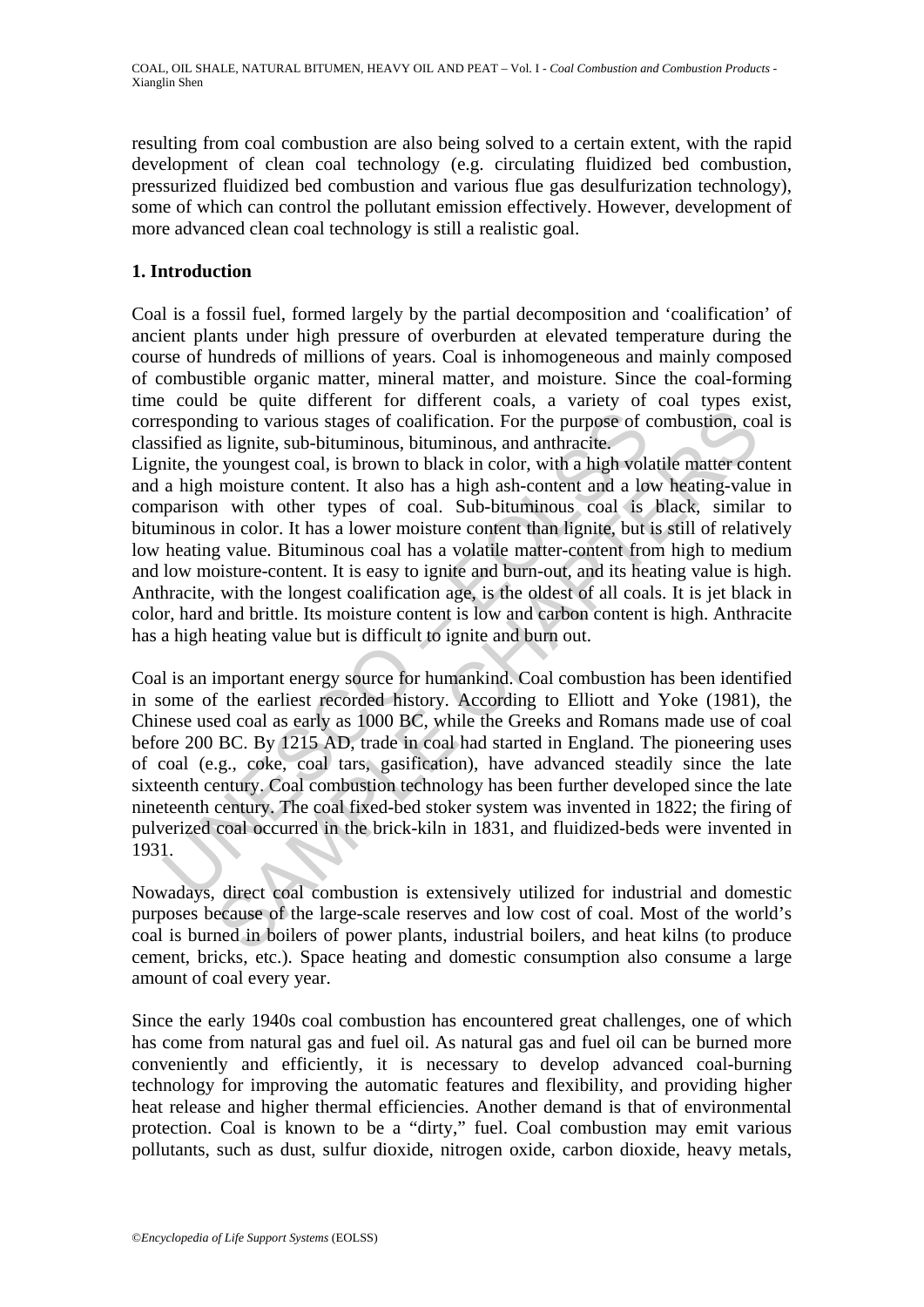resulting from coal combustion are also being solved to a certain extent, with the rapid development of clean coal technology (e.g. circulating fluidized bed combustion, pressurized fluidized bed combustion and various flue gas desulfurization technology), some of which can control the pollutant emission effectively. However, development of more advanced clean coal technology is still a realistic goal.

## 1. Introduction

Coal is a fossil fuel, formed largely by the partial decomposition and 'coalification' of ancient plants under high pressure of overburden at elevated temperature during the course of hundreds of millions of years. Coal is inhomogeneous and mainly composed of combustible organic matter, mineral matter, and moisture. Since the coal-forming time could be quite different for different coals, a variety of coal types exist, corresponding to various stages of coalification. For the purpose of combustion, coal is classified as lignite, sub-bituminous, bituminous, and anthracite.
Lignite, the youngest coal, is brown to black in color, with a high volatile matter content and a high moisture content. It also has a high ash-content and a low heating-value in comparison with other types of coal. Sub-bituminous coal is black, similar to bituminous in color. It has a lower moisture content than lignite, but is still of relatively low heating value. Bituminous coal has a volatile matter-content from high to medium and low moisture-content. It is easy to ignite and burn-out, and its heating value is high. Anthracite, with the longest coalification age, is the oldest of all coals. It is jet black in color, hard and brittle. Its moisture content is low and carbon content is high. Anthracite has a high heating value but is difficult to ignite and burn out.

Coal is an important energy source for humankind. Coal combustion has been identified in some of the earliest recorded history. According to Elliott and Yoke (1981), the Chinese used coal as early as 1000 BC, while the Greeks and Romans made use of coal before 200 BC. By 1215 AD, trade in coal had started in England. The pioneering uses of coal (e.g., coke, coal tars, gasification), have advanced steadily since the late sixteenth century. Coal combustion technology has been further developed since the late nineteenth century. The coal fixed-bed stoker system was invented in 1822; the firing of pulverized coal occurred in the brick-kiln in 1831, and fluidized-beds were invented in 1931.

Nowadays, direct coal combustion is extensively utilized for industrial and domestic purposes because of the large-scale reserves and low cost of coal. Most of the world's coal is burned in boilers of power plants, industrial boilers, and heat kilns (to produce cement, bricks, etc.). Space heating and domestic consumption also consume a large amount of coal every year.

Since the early 1940s coal combustion has encountered great challenges, one of which has come from natural gas and fuel oil. As natural gas and fuel oil can be burned more conveniently and efficiently, it is necessary to develop advanced coal-burning technology for improving the automatic features and flexibility, and providing higher heat release and higher thermal efficiencies. Another demand is that of environmental protection. Coal is known to be a "dirty," fuel. Coal combustion may emit various pollutants, such as dust, sulfur dioxide, nitrogen oxide, carbon dioxide, heavy metals,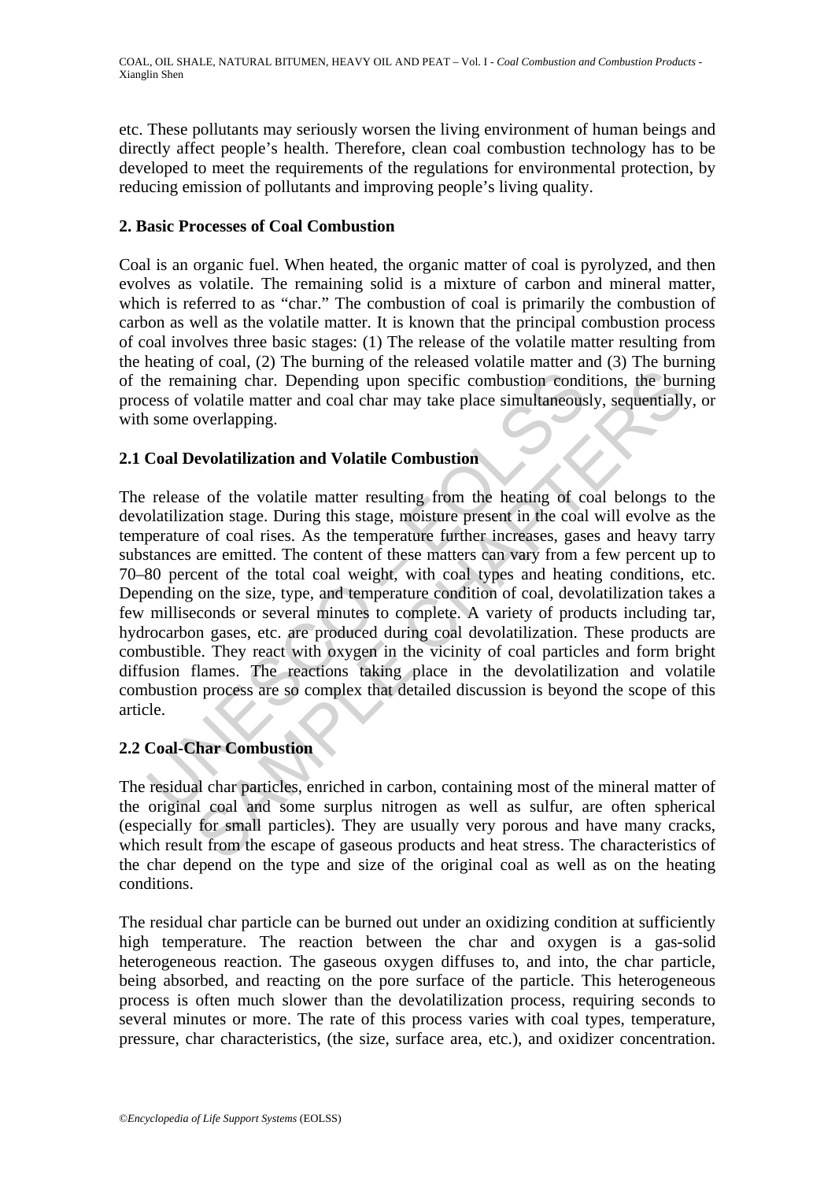etc. These pollutants may seriously worsen the living environment of human beings and directly affect people's health. Therefore, clean coal combustion technology has to be developed to meet the requirements of the regulations for environmental protection, by reducing emission of pollutants and improving people's living quality.

## 2. Basic Processes of Coal Combustion

Coal is an organic fuel. When heated, the organic matter of coal is pyrolyzed, and then evolves as volatile. The remaining solid is a mixture of carbon and mineral matter, which is referred to as "char." The combustion of coal is primarily the combustion of carbon as well as the volatile matter. It is known that the principal combustion process of coal involves three basic stages: (1) The release of the volatile matter resulting from the heating of coal, (2) The burning of the released volatile matter and (3) The burning of the remaining char. Depending upon specific combustion conditions, the burning process of volatile matter and coal char may take place simultaneously, sequentially, or with some overlapping.

### 2.1 Coal Devolatilization and Volatile Combustion

The release of the volatile matter resulting from the heating of coal belongs to the devolatilization stage. During this stage, moisture present in the coal will evolve as the temperature of coal rises. As the temperature further increases, gases and heavy tarry substances are emitted. The content of these matters can vary from a few percent up to 70–80 percent of the total coal weight, with coal types and heating conditions, etc. Depending on the size, type, and temperature condition of coal, devolatilization takes a few milliseconds or several minutes to complete. A variety of products including tar, hydrocarbon gases, etc. are produced during coal devolatilization. These products are combustible. They react with oxygen in the vicinity of coal particles and form bright diffusion flames. The reactions taking place in the devolatilization and volatile combustion process are so complex that detailed discussion is beyond the scope of this article.

### 2.2 Coal-Char Combustion

The residual char particles, enriched in carbon, containing most of the mineral matter of the original coal and some surplus nitrogen as well as sulfur, are often spherical (especially for small particles). They are usually very porous and have many cracks, which result from the escape of gaseous products and heat stress. The characteristics of the char depend on the type and size of the original coal as well as on the heating conditions.

The residual char particle can be burned out under an oxidizing condition at sufficiently high temperature. The reaction between the char and oxygen is a gas-solid heterogeneous reaction. The gaseous oxygen diffuses to, and into, the char particle, being absorbed, and reacting on the pore surface of the particle. This heterogeneous process is often much slower than the devolatilization process, requiring seconds to several minutes or more. The rate of this process varies with coal types, temperature, pressure, char characteristics, (the size, surface area, etc.), and oxidizer concentration.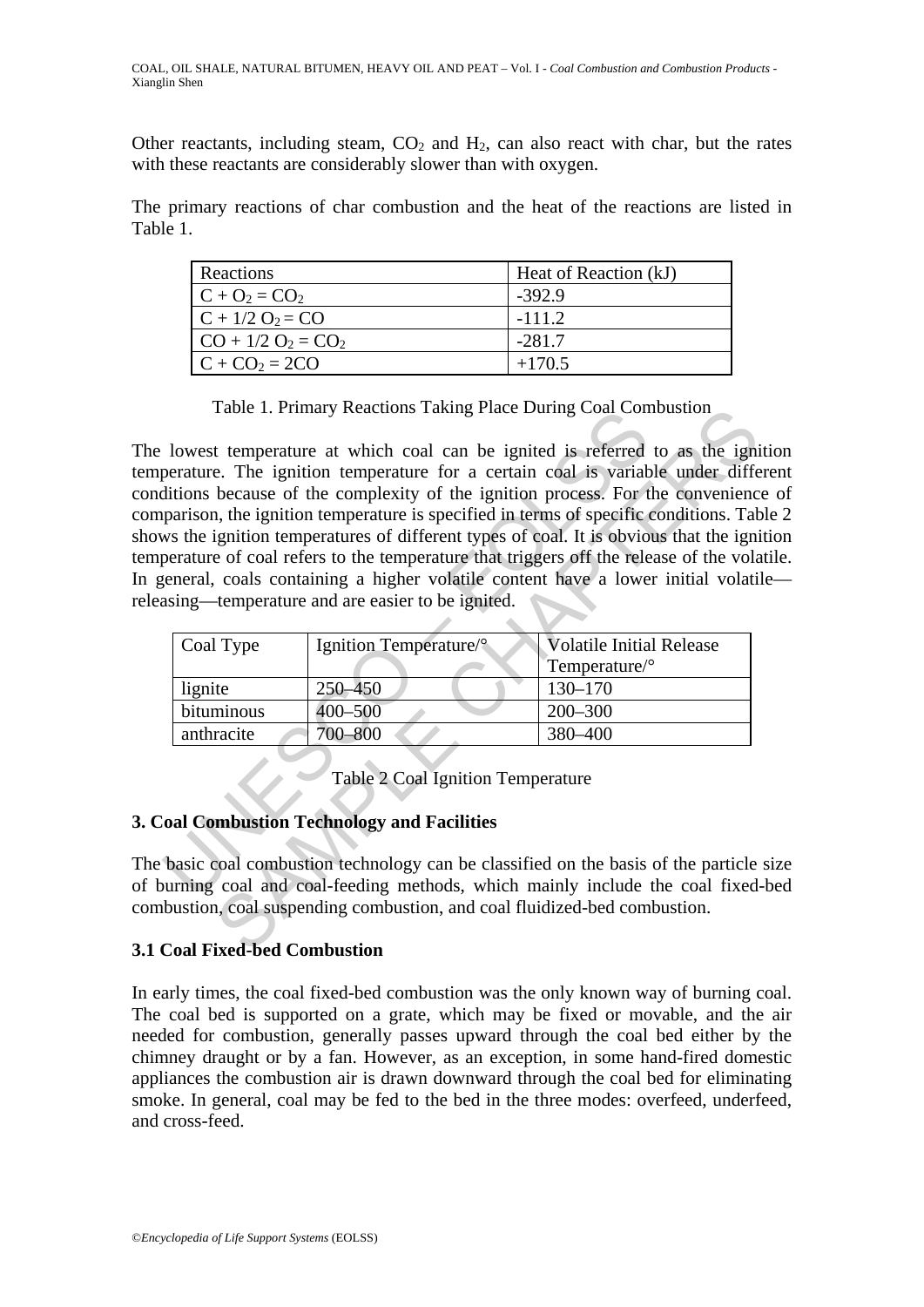Other reactants, including steam, $CO_2$ and $H_2$, can also react with char, but the rates with these reactants are considerably slower than with oxygen.

The primary reactions of char combustion and the heat of the reactions are listed in Table 1.

| Reactions | Heat of Reaction (kJ) |
|---|---|
| $C + O_2 = CO_2$ | -392.9 |
| $C + 1/2\ O_2 = CO$ | -111.2 |
| $CO + 1/2\ O_2 = CO_2$ | -281.7 |
| $C + CO_2 = 2CO$ | +170.5 |

Table 1. Primary Reactions Taking Place During Coal Combustion

The lowest temperature at which coal can be ignited is referred to as the ignition temperature. The ignition temperature for a certain coal is variable under different conditions because of the complexity of the ignition process. For the convenience of comparison, the ignition temperature is specified in terms of specific conditions. Table 2 shows the ignition temperatures of different types of coal. It is obvious that the ignition temperature of coal refers to the temperature that triggers off the release of the volatile. In general, coals containing a higher volatile content have a lower initial volatile—releasing—temperature and are easier to be ignited.

| Coal Type | Ignition Temperature/° | Volatile Initial Release Temperature/° |
|---|---|---|
| lignite | 250–450 | 130–170 |
| bituminous | 400–500 | 200–300 |
| anthracite | 700–800 | 380–400 |

Table 2 Coal Ignition Temperature

## 3. Coal Combustion Technology and Facilities

The basic coal combustion technology can be classified on the basis of the particle size of burning coal and coal-feeding methods, which mainly include the coal fixed-bed combustion, coal suspending combustion, and coal fluidized-bed combustion.

### 3.1 Coal Fixed-bed Combustion

In early times, the coal fixed-bed combustion was the only known way of burning coal. The coal bed is supported on a grate, which may be fixed or movable, and the air needed for combustion, generally passes upward through the coal bed either by the chimney draught or by a fan. However, as an exception, in some hand-fired domestic appliances the combustion air is drawn downward through the coal bed for eliminating smoke. In general, coal may be fed to the bed in the three modes: overfeed, underfeed, and cross-feed.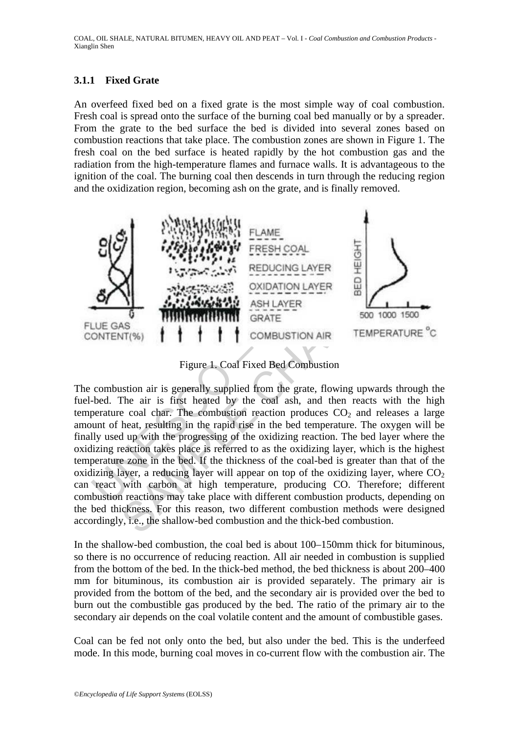### 3.1.1 Fixed Grate

An overfeed fixed bed on a fixed grate is the most simple way of coal combustion. Fresh coal is spread onto the surface of the burning coal bed manually or by a spreader. From the grate to the bed surface the bed is divided into several zones based on combustion reactions that take place. The combustion zones are shown in Figure 1. The fresh coal on the bed surface is heated rapidly by the hot combustion gas and the radiation from the high-temperature flames and furnace walls. It is advantageous to the ignition of the coal. The burning coal then descends in turn through the reducing region and the oxidization region, becoming ash on the grate, and is finally removed.

Figure 1. Coal Fixed Bed Combustion

The combustion air is generally supplied from the grate, flowing upwards through the fuel-bed. The air is first heated by the coal ash, and then reacts with the high temperature coal char. The combustion reaction produces $CO_2$ and releases a large amount of heat, resulting in the rapid rise in the bed temperature. The oxygen will be finally used up with the progressing of the oxidizing reaction. The bed layer where the oxidizing reaction takes place is referred to as the oxidizing layer, which is the highest temperature zone in the bed. If the thickness of the coal-bed is greater than that of the oxidizing layer, a reducing layer will appear on top of the oxidizing layer, where $CO_2$ can react with carbon at high temperature, producing CO. Therefore; different combustion reactions may take place with different combustion products, depending on the bed thickness. For this reason, two different combustion methods were designed accordingly, i.e., the shallow-bed combustion and the thick-bed combustion.

In the shallow-bed combustion, the coal bed is about 100–150mm thick for bituminous, so there is no occurrence of reducing reaction. All air needed in combustion is supplied from the bottom of the bed. In the thick-bed method, the bed thickness is about 200–400 mm for bituminous, its combustion air is provided separately. The primary air is provided from the bottom of the bed, and the secondary air is provided over the bed to burn out the combustible gas produced by the bed. The ratio of the primary air to the secondary air depends on the coal volatile content and the amount of combustible gases.

Coal can be fed not only onto the bed, but also under the bed. This is the underfeed mode. In this mode, burning coal moves in co-current flow with the combustion air. The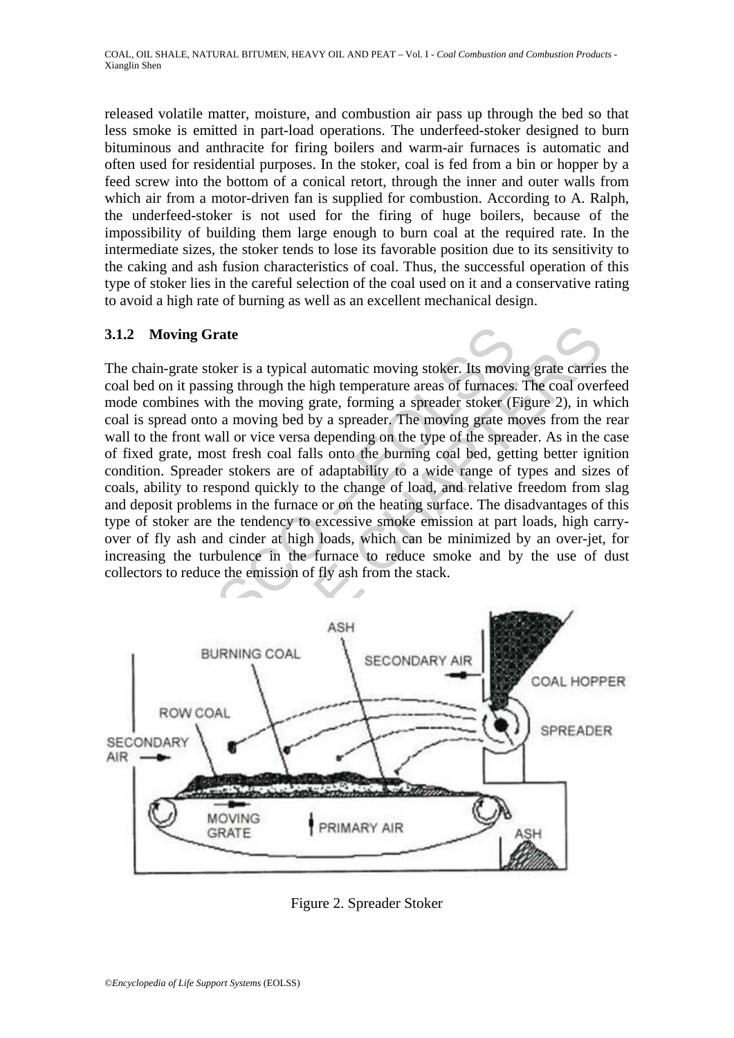released volatile matter, moisture, and combustion air pass up through the bed so that less smoke is emitted in part-load operations. The underfeed-stoker designed to burn bituminous and anthracite for firing boilers and warm-air furnaces is automatic and often used for residential purposes. In the stoker, coal is fed from a bin or hopper by a feed screw into the bottom of a conical retort, through the inner and outer walls from which air from a motor-driven fan is supplied for combustion. According to A. Ralph, the underfeed-stoker is not used for the firing of huge boilers, because of the impossibility of building them large enough to burn coal at the required rate. In the intermediate sizes, the stoker tends to lose its favorable position due to its sensitivity to the caking and ash fusion characteristics of coal. Thus, the successful operation of this type of stoker lies in the careful selection of the coal used on it and a conservative rating to avoid a high rate of burning as well as an excellent mechanical design.

### 3.1.2 Moving Grate

The chain-grate stoker is a typical automatic moving stoker. Its moving grate carries the coal bed on it passing through the high temperature areas of furnaces. The coal overfeed mode combines with the moving grate, forming a spreader stoker (Figure 2), in which coal is spread onto a moving bed by a spreader. The moving grate moves from the rear wall to the front wall or vice versa depending on the type of the spreader. As in the case of fixed grate, most fresh coal falls onto the burning coal bed, getting better ignition condition. Spreader stokers are of adaptability to a wide range of types and sizes of coals, ability to respond quickly to the change of load, and relative freedom from slag and deposit problems in the furnace or on the heating surface. The disadvantages of this type of stoker are the tendency to excessive smoke emission at part loads, high carry-over of fly ash and cinder at high loads, which can be minimized by an over-jet, for increasing the turbulence in the furnace to reduce smoke and by the use of dust collectors to reduce the emission of fly ash from the stack.

Figure 2. Spreader Stoker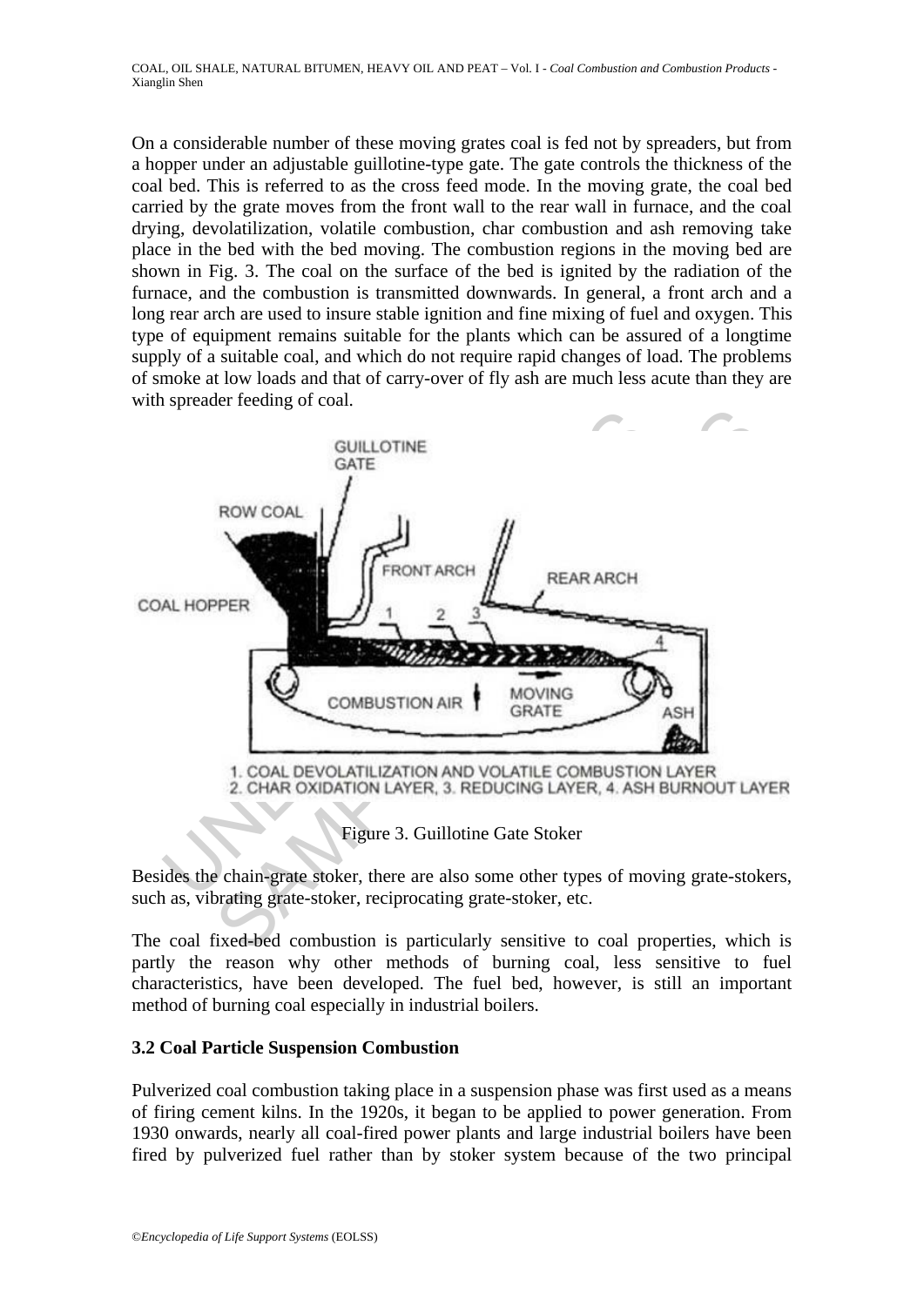On a considerable number of these moving grates coal is fed not by spreaders, but from a hopper under an adjustable guillotine-type gate. The gate controls the thickness of the coal bed. This is referred to as the cross feed mode. In the moving grate, the coal bed carried by the grate moves from the front wall to the rear wall in furnace, and the coal drying, devolatilization, volatile combustion, char combustion and ash removing take place in the bed with the bed moving. The combustion regions in the moving bed are shown in Fig. 3. The coal on the surface of the bed is ignited by the radiation of the furnace, and the combustion is transmitted downwards. In general, a front arch and a long rear arch are used to insure stable ignition and fine mixing of fuel and oxygen. This type of equipment remains suitable for the plants which can be assured of a longtime supply of a suitable coal, and which do not require rapid changes of load. The problems of smoke at low loads and that of carry-over of fly ash are much less acute than they are with spreader feeding of coal.

1. COAL DEVOLATILIZATION AND VOLATILE COMBUSTION LAYER
2. CHAR OXIDATION LAYER, 3. REDUCING LAYER, 4. ASH BURNOUT LAYER

Figure 3. Guillotine Gate Stoker

Besides the chain-grate stoker, there are also some other types of moving grate-stokers, such as, vibrating grate-stoker, reciprocating grate-stoker, etc.

The coal fixed-bed combustion is particularly sensitive to coal properties, which is partly the reason why other methods of burning coal, less sensitive to fuel characteristics, have been developed. The fuel bed, however, is still an important method of burning coal especially in industrial boilers.

### 3.2 Coal Particle Suspension Combustion

Pulverized coal combustion taking place in a suspension phase was first used as a means of firing cement kilns. In the 1920s, it began to be applied to power generation. From 1930 onwards, nearly all coal-fired power plants and large industrial boilers have been fired by pulverized fuel rather than by stoker system because of the two principal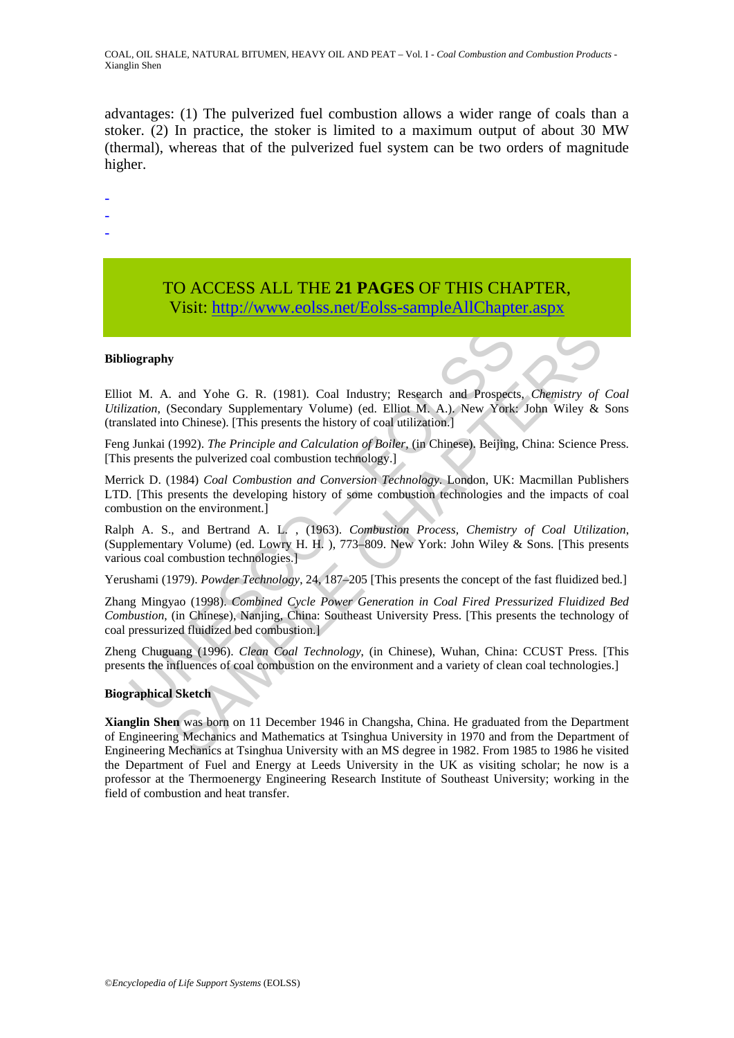advantages: (1) The pulverized fuel combustion allows a wider range of coals than a stoker. (2) In practice, the stoker is limited to a maximum output of about 30 MW (thermal), whereas that of the pulverized fuel system can be two orders of magnitude higher.

-
-
-

TO ACCESS ALL THE **21 PAGES** OF THIS CHAPTER,
Visit: http://www.eolss.net/Eolss-sampleAllChapter.aspx

**Bibliography**

Elliot M. A. and Yohe G. R. (1981). Coal Industry; Research and Prospects, *Chemistry of Coal Utilization*, (Secondary Supplementary Volume) (ed. Elliot M. A.). New York: John Wiley & Sons (translated into Chinese). [This presents the history of coal utilization.]

Feng Junkai (1992). *The Principle and Calculation of Boiler*, (in Chinese). Beijing, China: Science Press. [This presents the pulverized coal combustion technology.]

Merrick D. (1984) *Coal Combustion and Conversion Technology*. London, UK: Macmillan Publishers LTD. [This presents the developing history of some combustion technologies and the impacts of coal combustion on the environment.]

Ralph A. S., and Bertrand A. L. , (1963). *Combustion Process, Chemistry of Coal Utilization*, (Supplementary Volume) (ed. Lowry H. H. ), 773–809. New York: John Wiley & Sons. [This presents various coal combustion technologies.]

Yerushami (1979). *Powder Technology*, 24, 187–205 [This presents the concept of the fast fluidized bed.]

Zhang Mingyao (1998). *Combined Cycle Power Generation in Coal Fired Pressurized Fluidized Bed Combustion*, (in Chinese), Nanjing, China: Southeast University Press. [This presents the technology of coal pressurized fluidized bed combustion.]

Zheng Chuguang (1996). *Clean Coal Technology*, (in Chinese), Wuhan, China: CCUST Press. [This presents the influences of coal combustion on the environment and a variety of clean coal technologies.]

**Biographical Sketch**

**Xianglin Shen** was born on 11 December 1946 in Changsha, China. He graduated from the Department of Engineering Mechanics and Mathematics at Tsinghua University in 1970 and from the Department of Engineering Mechanics at Tsinghua University with an MS degree in 1982. From 1985 to 1986 he visited the Department of Fuel and Energy at Leeds University in the UK as visiting scholar; he now is a professor at the Thermoenergy Engineering Research Institute of Southeast University; working in the field of combustion and heat transfer.